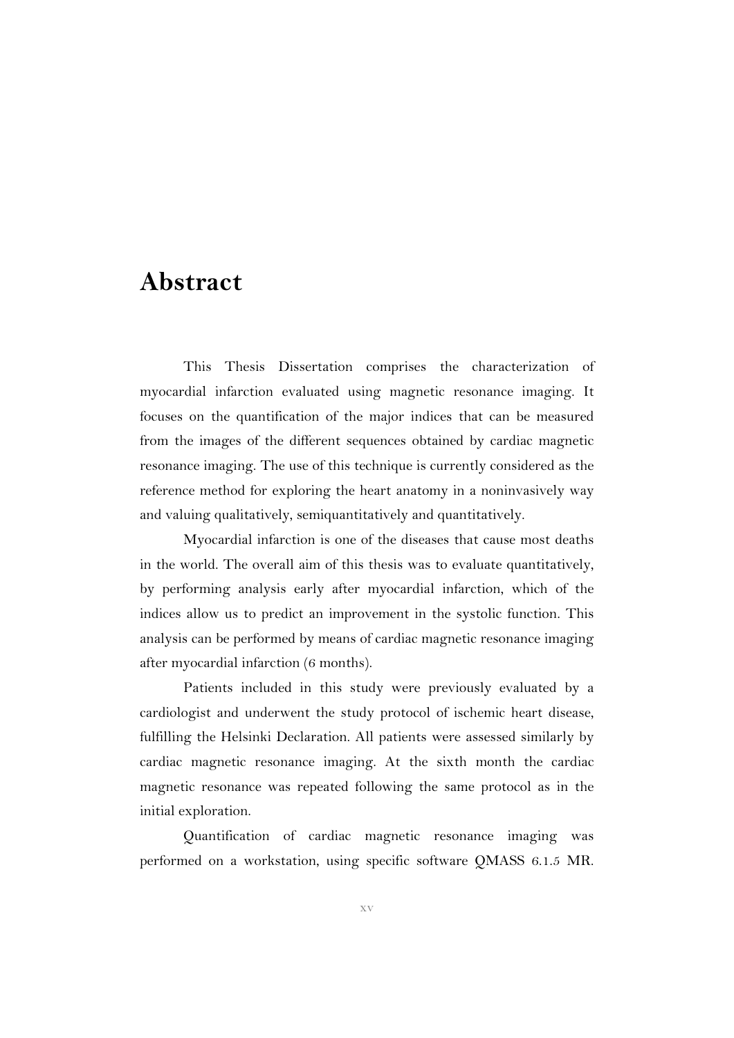# Abstract

This Thesis Dissertation comprises the characterization of myocardial infarction evaluated using magnetic resonance imaging. It focuses on the quantification of the major indices that can be measured from the images of the different sequences obtained by cardiac magnetic resonance imaging. The use of this technique is currently considered as the reference method for exploring the heart anatomy in a noninvasively way and valuing qualitatively, semiquantitatively and quantitatively.

Myocardial infarction is one of the diseases that cause most deaths in the world. The overall aim of this thesis was to evaluate quantitatively, by performing analysis early after myocardial infarction, which of the indices allow us to predict an improvement in the systolic function. This analysis can be performed by means of cardiac magnetic resonance imaging after myocardial infarction (6 months).

Patients included in this study were previously evaluated by a cardiologist and underwent the study protocol of ischemic heart disease, fulfilling the Helsinki Declaration. All patients were assessed similarly by cardiac magnetic resonance imaging. At the sixth month the cardiac magnetic resonance was repeated following the same protocol as in the initial exploration.

Quantification of cardiac magnetic resonance imaging was performed on a workstation, using specific software QMASS 6.1.5 MR.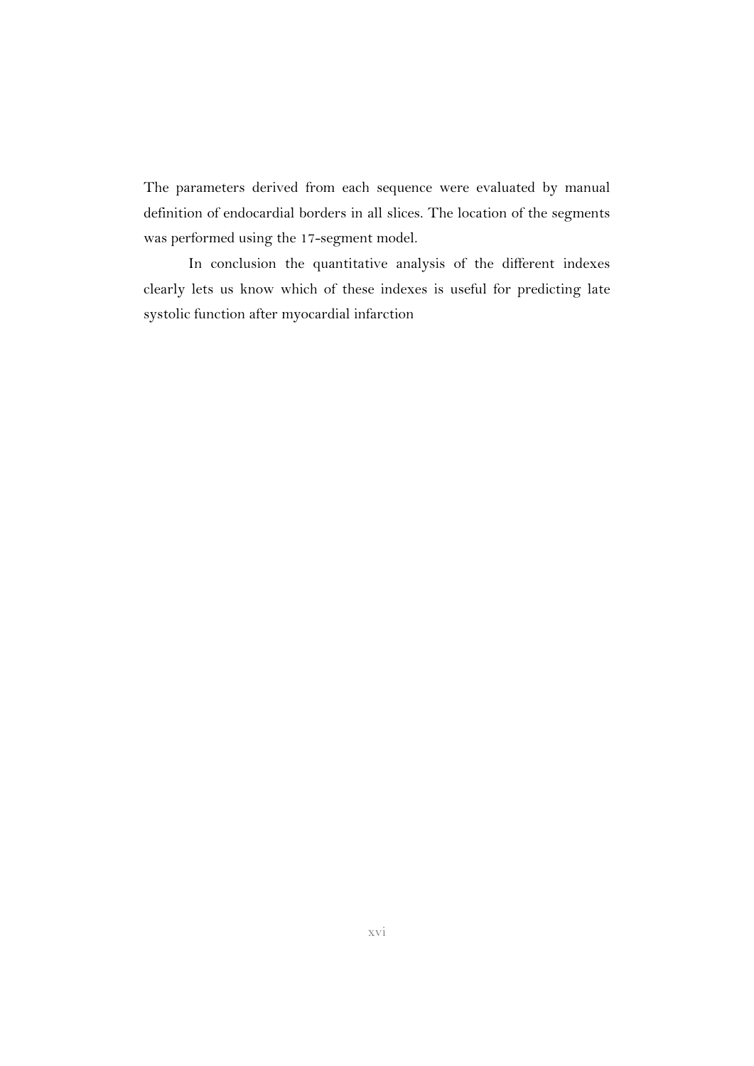The parameters derived from each sequence were evaluated by manual definition of endocardial borders in all slices. The location of the segments was performed using the 17-segment model.

In conclusion the quantitative analysis of the different indexes clearly lets us know which of these indexes is useful for predicting late systolic function after myocardial infarction